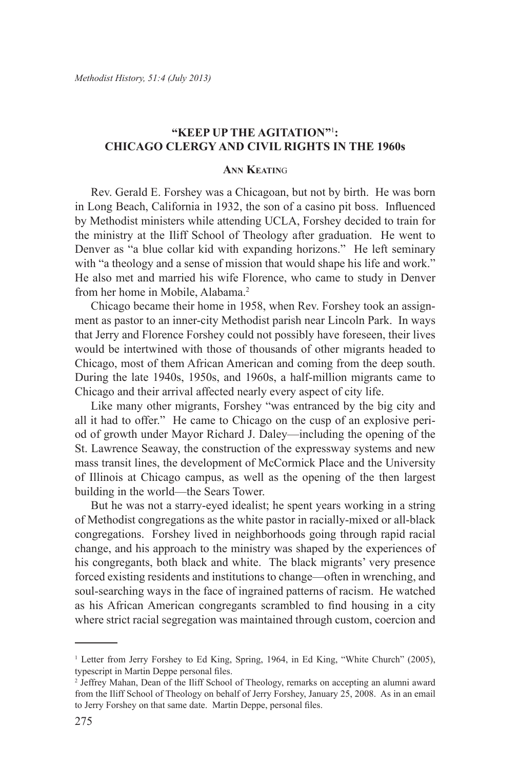# "KEEP UP THE AGITATION"[1]: CHICAGO CLERGY AND CIVIL RIGHTS IN THE 1960s

### Ann Keating

Rev. Gerald E. Forshey was a Chicagoan, but not by birth. He was born in Long Beach, California in 1932, the son of a casino pit boss. Influenced by Methodist ministers while attending UCLA, Forshey decided to train for the ministry at the Iliff School of Theology after graduation. He went to Denver as "a blue collar kid with expanding horizons." He left seminary with "a theology and a sense of mission that would shape his life and work." He also met and married his wife Florence, who came to study in Denver from her home in Mobile, Alabama.[2]

Chicago became their home in 1958, when Rev. Forshey took an assignment as pastor to an inner-city Methodist parish near Lincoln Park. In ways that Jerry and Florence Forshey could not possibly have foreseen, their lives would be intertwined with those of thousands of other migrants headed to Chicago, most of them African American and coming from the deep south. During the late 1940s, 1950s, and 1960s, a half-million migrants came to Chicago and their arrival affected nearly every aspect of city life.

Like many other migrants, Forshey "was entranced by the big city and all it had to offer." He came to Chicago on the cusp of an explosive period of growth under Mayor Richard J. Daley—including the opening of the St. Lawrence Seaway, the construction of the expressway systems and new mass transit lines, the development of McCormick Place and the University of Illinois at Chicago campus, as well as the opening of the then largest building in the world—the Sears Tower.

But he was not a starry-eyed idealist; he spent years working in a string of Methodist congregations as the white pastor in racially-mixed or all-black congregations. Forshey lived in neighborhoods going through rapid racial change, and his approach to the ministry was shaped by the experiences of his congregants, both black and white. The black migrants' very presence forced existing residents and institutions to change—often in wrenching, and soul-searching ways in the face of ingrained patterns of racism. He watched as his African American congregants scrambled to find housing in a city where strict racial segregation was maintained through custom, coercion and

---

[1] Letter from Jerry Forshey to Ed King, Spring, 1964, in Ed King, "White Church" (2005), typescript in Martin Deppe personal files.

[2] Jeffrey Mahan, Dean of the Iliff School of Theology, remarks on accepting an alumni award from the Iliff School of Theology on behalf of Jerry Forshey, January 25, 2008. As in an email to Jerry Forshey on that same date. Martin Deppe, personal files.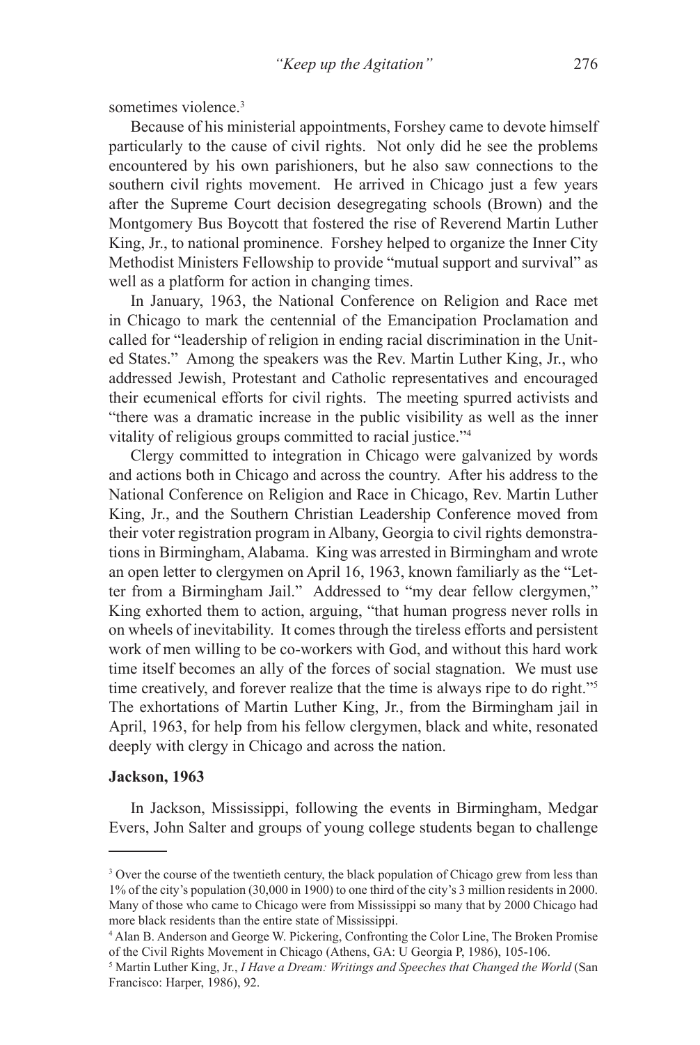sometimes violence.[3]

Because of his ministerial appointments, Forshey came to devote himself particularly to the cause of civil rights. Not only did he see the problems encountered by his own parishioners, but he also saw connections to the southern civil rights movement. He arrived in Chicago just a few years after the Supreme Court decision desegregating schools (Brown) and the Montgomery Bus Boycott that fostered the rise of Reverend Martin Luther King, Jr., to national prominence. Forshey helped to organize the Inner City Methodist Ministers Fellowship to provide "mutual support and survival" as well as a platform for action in changing times.

In January, 1963, the National Conference on Religion and Race met in Chicago to mark the centennial of the Emancipation Proclamation and called for "leadership of religion in ending racial discrimination in the United States." Among the speakers was the Rev. Martin Luther King, Jr., who addressed Jewish, Protestant and Catholic representatives and encouraged their ecumenical efforts for civil rights. The meeting spurred activists and "there was a dramatic increase in the public visibility as well as the inner vitality of religious groups committed to racial justice."[4]

Clergy committed to integration in Chicago were galvanized by words and actions both in Chicago and across the country. After his address to the National Conference on Religion and Race in Chicago, Rev. Martin Luther King, Jr., and the Southern Christian Leadership Conference moved from their voter registration program in Albany, Georgia to civil rights demonstrations in Birmingham, Alabama. King was arrested in Birmingham and wrote an open letter to clergymen on April 16, 1963, known familiarly as the "Letter from a Birmingham Jail." Addressed to "my dear fellow clergymen," King exhorted them to action, arguing, "that human progress never rolls in on wheels of inevitability. It comes through the tireless efforts and persistent work of men willing to be co-workers with God, and without this hard work time itself becomes an ally of the forces of social stagnation. We must use time creatively, and forever realize that the time is always ripe to do right."[5] The exhortations of Martin Luther King, Jr., from the Birmingham jail in April, 1963, for help from his fellow clergymen, black and white, resonated deeply with clergy in Chicago and across the nation.

**Jackson, 1963**

In Jackson, Mississippi, following the events in Birmingham, Medgar Evers, John Salter and groups of young college students began to challenge

---

[3] Over the course of the twentieth century, the black population of Chicago grew from less than 1% of the city's population (30,000 in 1900) to one third of the city's 3 million residents in 2000. Many of those who came to Chicago were from Mississippi so many that by 2000 Chicago had more black residents than the entire state of Mississippi.

[4] Alan B. Anderson and George W. Pickering, Confronting the Color Line, The Broken Promise of the Civil Rights Movement in Chicago (Athens, GA: U Georgia P, 1986), 105-106.

[5] Martin Luther King, Jr., *I Have a Dream: Writings and Speeches that Changed the World* (San Francisco: Harper, 1986), 92.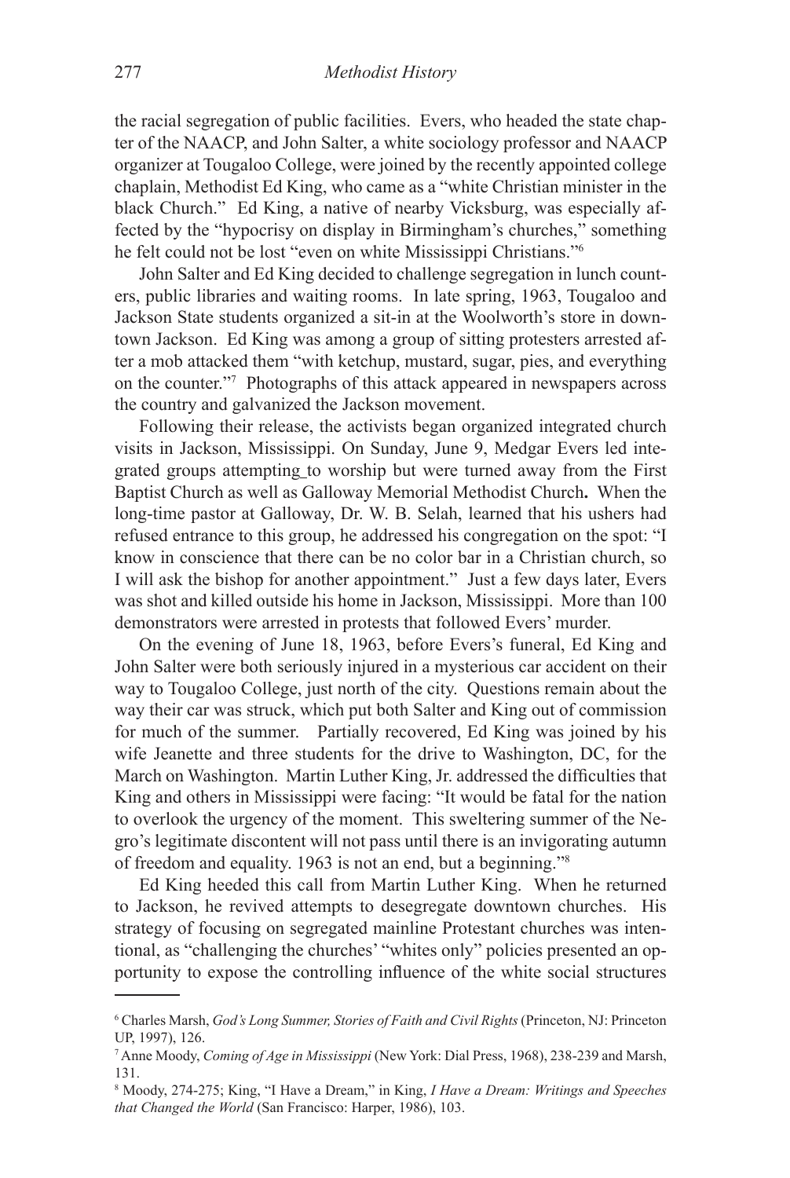the racial segregation of public facilities. Evers, who headed the state chapter of the NAACP, and John Salter, a white sociology professor and NAACP organizer at Tougaloo College, were joined by the recently appointed college chaplain, Methodist Ed King, who came as a "white Christian minister in the black Church." Ed King, a native of nearby Vicksburg, was especially affected by the "hypocrisy on display in Birmingham's churches," something he felt could not be lost "even on white Mississippi Christians."[6]

John Salter and Ed King decided to challenge segregation in lunch counters, public libraries and waiting rooms. In late spring, 1963, Tougaloo and Jackson State students organized a sit-in at the Woolworth's store in downtown Jackson. Ed King was among a group of sitting protesters arrested after a mob attacked them "with ketchup, mustard, sugar, pies, and everything on the counter."[7] Photographs of this attack appeared in newspapers across the country and galvanized the Jackson movement.

Following their release, the activists began organized integrated church visits in Jackson, Mississippi. On Sunday, June 9, Medgar Evers led integrated groups attempting to worship but were turned away from the First Baptist Church as well as Galloway Memorial Methodist Church**.** When the long-time pastor at Galloway, Dr. W. B. Selah, learned that his ushers had refused entrance to this group, he addressed his congregation on the spot: "I know in conscience that there can be no color bar in a Christian church, so I will ask the bishop for another appointment." Just a few days later, Evers was shot and killed outside his home in Jackson, Mississippi. More than 100 demonstrators were arrested in protests that followed Evers' murder.

On the evening of June 18, 1963, before Evers's funeral, Ed King and John Salter were both seriously injured in a mysterious car accident on their way to Tougaloo College, just north of the city. Questions remain about the way their car was struck, which put both Salter and King out of commission for much of the summer. Partially recovered, Ed King was joined by his wife Jeanette and three students for the drive to Washington, DC, for the March on Washington. Martin Luther King, Jr. addressed the difficulties that King and others in Mississippi were facing: "It would be fatal for the nation to overlook the urgency of the moment. This sweltering summer of the Negro's legitimate discontent will not pass until there is an invigorating autumn of freedom and equality. 1963 is not an end, but a beginning."[8]

Ed King heeded this call from Martin Luther King. When he returned to Jackson, he revived attempts to desegregate downtown churches. His strategy of focusing on segregated mainline Protestant churches was intentional, as "challenging the churches' "whites only" policies presented an opportunity to expose the controlling influence of the white social structures

---

[6] Charles Marsh, *God's Long Summer, Stories of Faith and Civil Rights* (Princeton, NJ: Princeton UP, 1997), 126.

[7] Anne Moody, *Coming of Age in Mississippi* (New York: Dial Press, 1968), 238-239 and Marsh, 131.

[8] Moody, 274-275; King, "I Have a Dream," in King, *I Have a Dream: Writings and Speeches that Changed the World* (San Francisco: Harper, 1986), 103.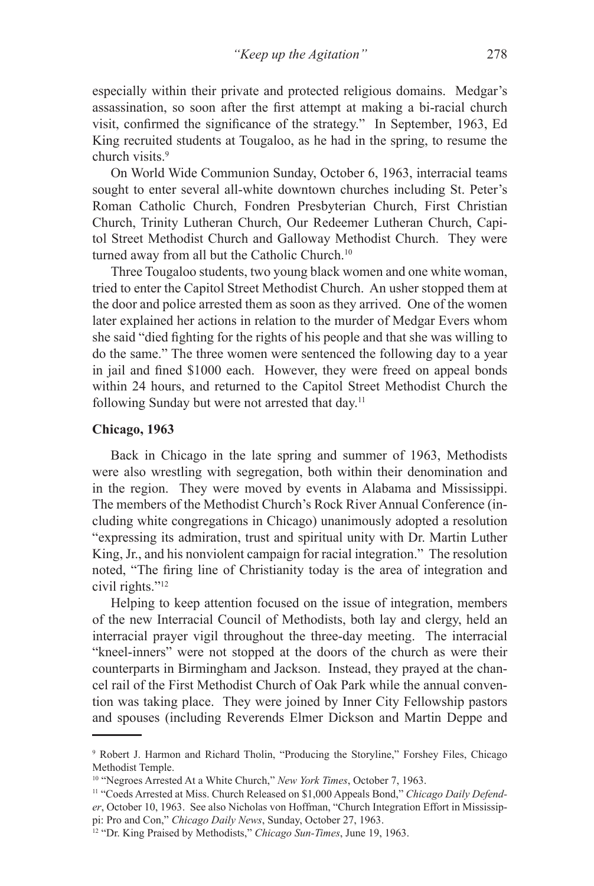especially within their private and protected religious domains. Medgar's assassination, so soon after the first attempt at making a bi-racial church visit, confirmed the significance of the strategy." In September, 1963, Ed King recruited students at Tougaloo, as he had in the spring, to resume the church visits.[9]

On World Wide Communion Sunday, October 6, 1963, interracial teams sought to enter several all-white downtown churches including St. Peter's Roman Catholic Church, Fondren Presbyterian Church, First Christian Church, Trinity Lutheran Church, Our Redeemer Lutheran Church, Capitol Street Methodist Church and Galloway Methodist Church. They were turned away from all but the Catholic Church.[10]

Three Tougaloo students, two young black women and one white woman, tried to enter the Capitol Street Methodist Church. An usher stopped them at the door and police arrested them as soon as they arrived. One of the women later explained her actions in relation to the murder of Medgar Evers whom she said "died fighting for the rights of his people and that she was willing to do the same." The three women were sentenced the following day to a year in jail and fined $1000 each. However, they were freed on appeal bonds within 24 hours, and returned to the Capitol Street Methodist Church the following Sunday but were not arrested that day.[11]

**Chicago, 1963**

Back in Chicago in the late spring and summer of 1963, Methodists were also wrestling with segregation, both within their denomination and in the region. They were moved by events in Alabama and Mississippi. The members of the Methodist Church's Rock River Annual Conference (including white congregations in Chicago) unanimously adopted a resolution "expressing its admiration, trust and spiritual unity with Dr. Martin Luther King, Jr., and his nonviolent campaign for racial integration." The resolution noted, "The firing line of Christianity today is the area of integration and civil rights."[12]

Helping to keep attention focused on the issue of integration, members of the new Interracial Council of Methodists, both lay and clergy, held an interracial prayer vigil throughout the three-day meeting. The interracial "kneel-inners" were not stopped at the doors of the church as were their counterparts in Birmingham and Jackson. Instead, they prayed at the chancel rail of the First Methodist Church of Oak Park while the annual convention was taking place. They were joined by Inner City Fellowship pastors and spouses (including Reverends Elmer Dickson and Martin Deppe and

---

[9] Robert J. Harmon and Richard Tholin, "Producing the Storyline," Forshey Files, Chicago Methodist Temple.

[10] "Negroes Arrested At a White Church," *New York Times*, October 7, 1963.

[11] "Coeds Arrested at Miss. Church Released on $1,000 Appeals Bond," *Chicago Daily Defender*, October 10, 1963. See also Nicholas von Hoffman, "Church Integration Effort in Mississippi: Pro and Con," *Chicago Daily News*, Sunday, October 27, 1963.

[12] "Dr. King Praised by Methodists," *Chicago Sun-Times*, June 19, 1963.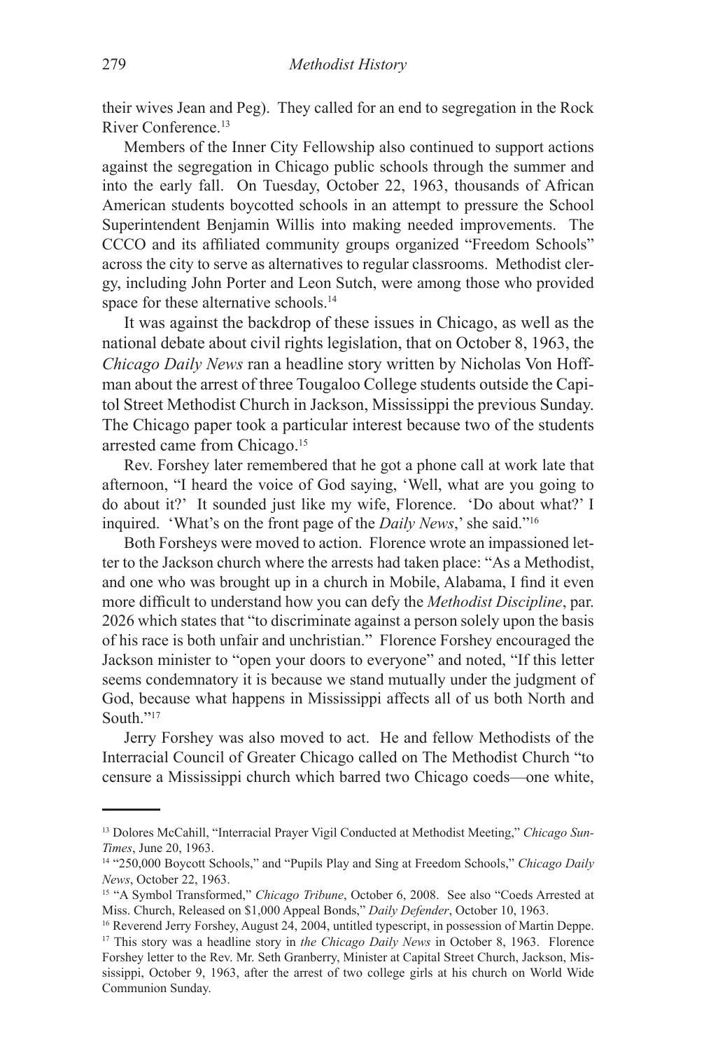their wives Jean and Peg). They called for an end to segregation in the Rock River Conference.[13]

Members of the Inner City Fellowship also continued to support actions against the segregation in Chicago public schools through the summer and into the early fall. On Tuesday, October 22, 1963, thousands of African American students boycotted schools in an attempt to pressure the School Superintendent Benjamin Willis into making needed improvements. The CCCO and its affiliated community groups organized "Freedom Schools" across the city to serve as alternatives to regular classrooms. Methodist clergy, including John Porter and Leon Sutch, were among those who provided space for these alternative schools.[14]

It was against the backdrop of these issues in Chicago, as well as the national debate about civil rights legislation, that on October 8, 1963, the *Chicago Daily News* ran a headline story written by Nicholas Von Hoffman about the arrest of three Tougaloo College students outside the Capitol Street Methodist Church in Jackson, Mississippi the previous Sunday. The Chicago paper took a particular interest because two of the students arrested came from Chicago.[15]

Rev. Forshey later remembered that he got a phone call at work late that afternoon, "I heard the voice of God saying, 'Well, what are you going to do about it?' It sounded just like my wife, Florence. 'Do about what?' I inquired. 'What's on the front page of the *Daily News*,' she said."[16]

Both Forsheys were moved to action. Florence wrote an impassioned letter to the Jackson church where the arrests had taken place: "As a Methodist, and one who was brought up in a church in Mobile, Alabama, I find it even more difficult to understand how you can defy the *Methodist Discipline*, par. 2026 which states that "to discriminate against a person solely upon the basis of his race is both unfair and unchristian." Florence Forshey encouraged the Jackson minister to "open your doors to everyone" and noted, "If this letter seems condemnatory it is because we stand mutually under the judgment of God, because what happens in Mississippi affects all of us both North and South."[17]

Jerry Forshey was also moved to act. He and fellow Methodists of the Interracial Council of Greater Chicago called on The Methodist Church "to censure a Mississippi church which barred two Chicago coeds—one white,

---

[13] Dolores McCahill, "Interracial Prayer Vigil Conducted at Methodist Meeting," *Chicago Sun-Times*, June 20, 1963.

[14] "250,000 Boycott Schools," and "Pupils Play and Sing at Freedom Schools," *Chicago Daily News*, October 22, 1963.

[15] "A Symbol Transformed," *Chicago Tribune*, October 6, 2008. See also "Coeds Arrested at Miss. Church, Released on $1,000 Appeal Bonds," *Daily Defender*, October 10, 1963.

[16] Reverend Jerry Forshey, August 24, 2004, untitled typescript, in possession of Martin Deppe.

[17] This story was a headline story in *the Chicago Daily News* in October 8, 1963. Florence Forshey letter to the Rev. Mr. Seth Granberry, Minister at Capital Street Church, Jackson, Mississippi, October 9, 1963, after the arrest of two college girls at his church on World Wide Communion Sunday.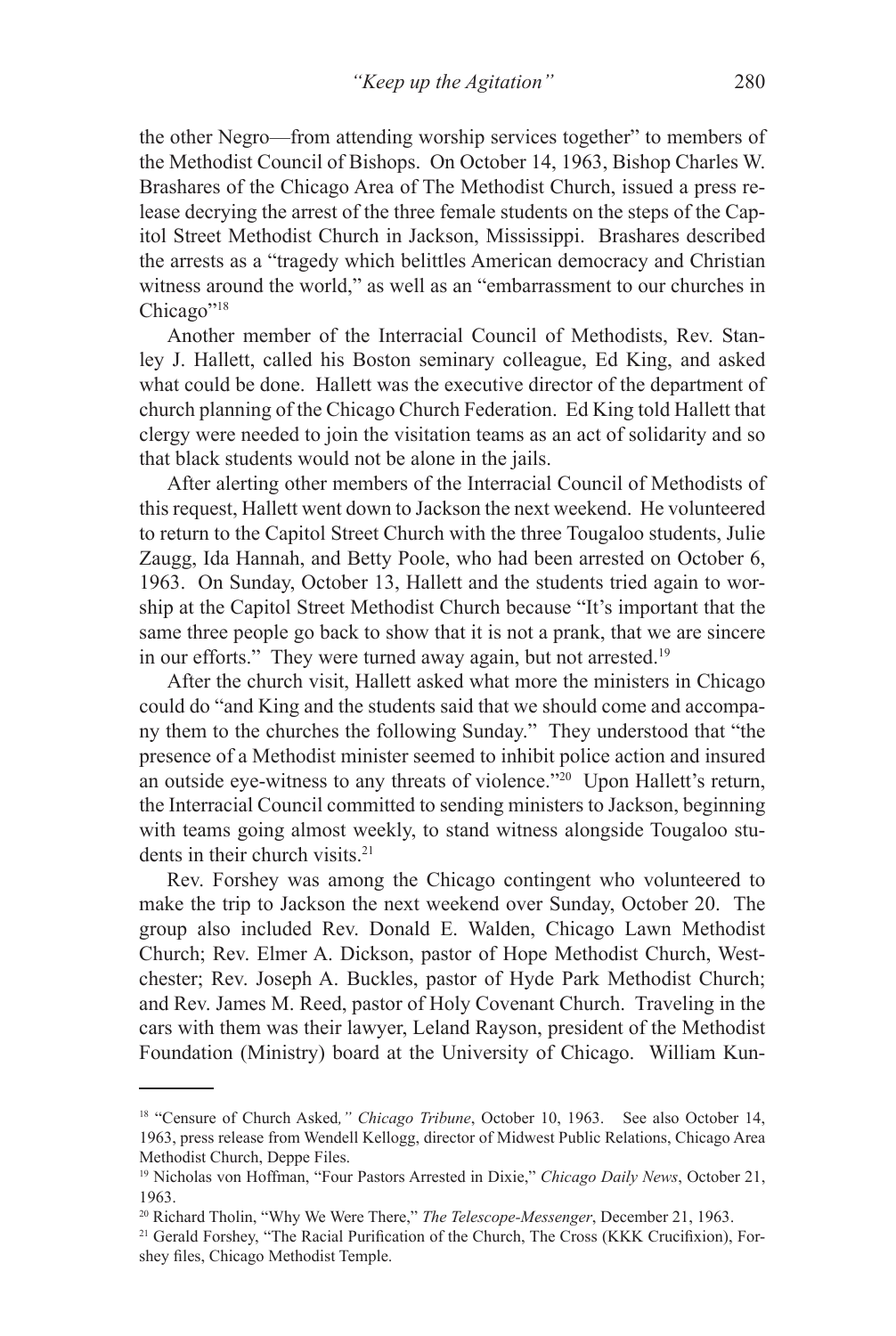the other Negro—from attending worship services together" to members of the Methodist Council of Bishops. On October 14, 1963, Bishop Charles W. Brashares of the Chicago Area of The Methodist Church, issued a press release decrying the arrest of the three female students on the steps of the Capitol Street Methodist Church in Jackson, Mississippi. Brashares described the arrests as a "tragedy which belittles American democracy and Christian witness around the world," as well as an "embarrassment to our churches in Chicago"[18]

Another member of the Interracial Council of Methodists, Rev. Stanley J. Hallett, called his Boston seminary colleague, Ed King, and asked what could be done. Hallett was the executive director of the department of church planning of the Chicago Church Federation. Ed King told Hallett that clergy were needed to join the visitation teams as an act of solidarity and so that black students would not be alone in the jails.

After alerting other members of the Interracial Council of Methodists of this request, Hallett went down to Jackson the next weekend. He volunteered to return to the Capitol Street Church with the three Tougaloo students, Julie Zaugg, Ida Hannah, and Betty Poole, who had been arrested on October 6, 1963. On Sunday, October 13, Hallett and the students tried again to worship at the Capitol Street Methodist Church because "It's important that the same three people go back to show that it is not a prank, that we are sincere in our efforts." They were turned away again, but not arrested.[19]

After the church visit, Hallett asked what more the ministers in Chicago could do "and King and the students said that we should come and accompany them to the churches the following Sunday." They understood that "the presence of a Methodist minister seemed to inhibit police action and insured an outside eye-witness to any threats of violence."[20] Upon Hallett's return, the Interracial Council committed to sending ministers to Jackson, beginning with teams going almost weekly, to stand witness alongside Tougaloo students in their church visits.[21]

Rev. Forshey was among the Chicago contingent who volunteered to make the trip to Jackson the next weekend over Sunday, October 20. The group also included Rev. Donald E. Walden, Chicago Lawn Methodist Church; Rev. Elmer A. Dickson, pastor of Hope Methodist Church, Westchester; Rev. Joseph A. Buckles, pastor of Hyde Park Methodist Church; and Rev. James M. Reed, pastor of Holy Covenant Church. Traveling in the cars with them was their lawyer, Leland Rayson, president of the Methodist Foundation (Ministry) board at the University of Chicago. William Kun-

---

[18] "Censure of Church Asked*," Chicago Tribune*, October 10, 1963. See also October 14, 1963, press release from Wendell Kellogg, director of Midwest Public Relations, Chicago Area Methodist Church, Deppe Files.

[19] Nicholas von Hoffman, "Four Pastors Arrested in Dixie," *Chicago Daily News*, October 21, 1963.

[20] Richard Tholin, "Why We Were There," *The Telescope-Messenger*, December 21, 1963.

[21] Gerald Forshey, "The Racial Purification of the Church, The Cross (KKK Crucifixion), Forshey files, Chicago Methodist Temple.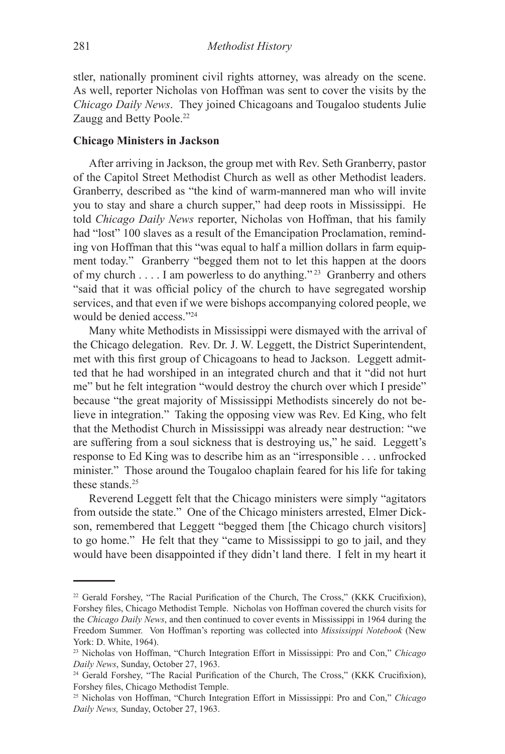stler, nationally prominent civil rights attorney, was already on the scene. As well, reporter Nicholas von Hoffman was sent to cover the visits by the *Chicago Daily News*. They joined Chicagoans and Tougaloo students Julie Zaugg and Betty Poole.[22]

**Chicago Ministers in Jackson**

After arriving in Jackson, the group met with Rev. Seth Granberry, pastor of the Capitol Street Methodist Church as well as other Methodist leaders. Granberry, described as "the kind of warm-mannered man who will invite you to stay and share a church supper," had deep roots in Mississippi. He told *Chicago Daily News* reporter, Nicholas von Hoffman, that his family had "lost" 100 slaves as a result of the Emancipation Proclamation, reminding von Hoffman that this "was equal to half a million dollars in farm equipment today." Granberry "begged them not to let this happen at the doors of my church . . . . I am powerless to do anything."[23] Granberry and others "said that it was official policy of the church to have segregated worship services, and that even if we were bishops accompanying colored people, we would be denied access."[24]

Many white Methodists in Mississippi were dismayed with the arrival of the Chicago delegation. Rev. Dr. J. W. Leggett, the District Superintendent, met with this first group of Chicagoans to head to Jackson. Leggett admitted that he had worshiped in an integrated church and that it "did not hurt me" but he felt integration "would destroy the church over which I preside" because "the great majority of Mississippi Methodists sincerely do not believe in integration." Taking the opposing view was Rev. Ed King, who felt that the Methodist Church in Mississippi was already near destruction: "we are suffering from a soul sickness that is destroying us," he said. Leggett's response to Ed King was to describe him as an "irresponsible . . . unfrocked minister." Those around the Tougaloo chaplain feared for his life for taking these stands.[25]

Reverend Leggett felt that the Chicago ministers were simply "agitators from outside the state." One of the Chicago ministers arrested, Elmer Dickson, remembered that Leggett "begged them [the Chicago church visitors] to go home." He felt that they "came to Mississippi to go to jail, and they would have been disappointed if they didn't land there. I felt in my heart it

---

[22] Gerald Forshey, "The Racial Purification of the Church, The Cross," (KKK Crucifixion), Forshey files, Chicago Methodist Temple. Nicholas von Hoffman covered the church visits for the *Chicago Daily News*, and then continued to cover events in Mississippi in 1964 during the Freedom Summer. Von Hoffman's reporting was collected into *Mississippi Notebook* (New York: D. White, 1964).

[23] Nicholas von Hoffman, "Church Integration Effort in Mississippi: Pro and Con," *Chicago Daily News*, Sunday, October 27, 1963.

[24] Gerald Forshey, "The Racial Purification of the Church, The Cross," (KKK Crucifixion), Forshey files, Chicago Methodist Temple.

[25] Nicholas von Hoffman, "Church Integration Effort in Mississippi: Pro and Con," *Chicago Daily News,* Sunday, October 27, 1963.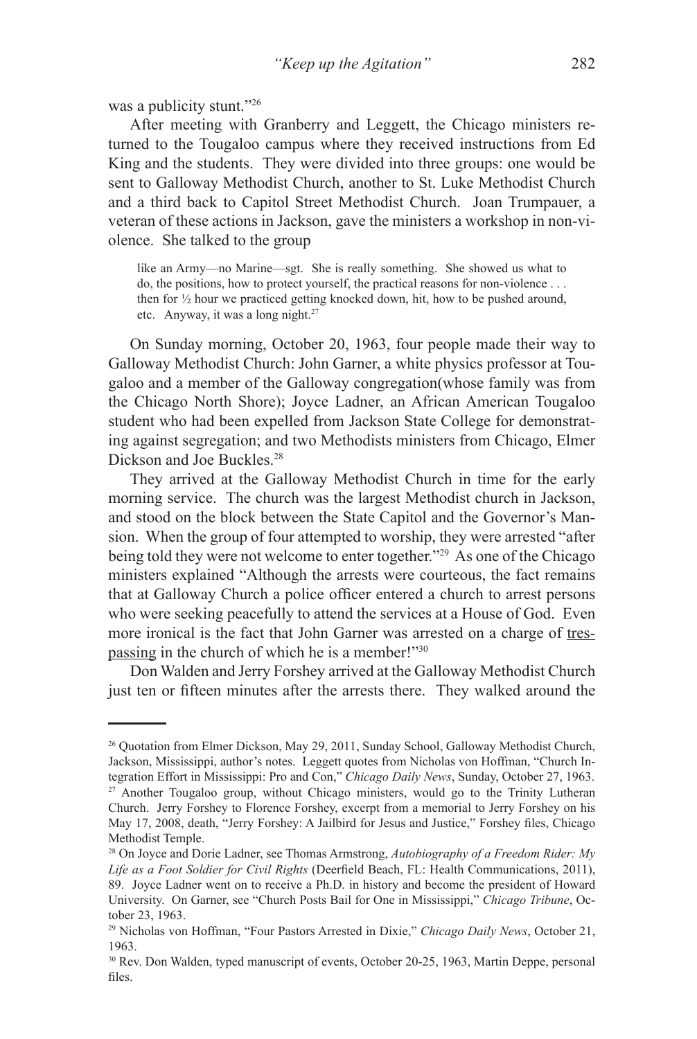was a publicity stunt."[26]

After meeting with Granberry and Leggett, the Chicago ministers returned to the Tougaloo campus where they received instructions from Ed King and the students. They were divided into three groups: one would be sent to Galloway Methodist Church, another to St. Luke Methodist Church and a third back to Capitol Street Methodist Church. Joan Trumpauer, a veteran of these actions in Jackson, gave the ministers a workshop in non-violence. She talked to the group

> like an Army—no Marine—sgt. She is really something. She showed us what to do, the positions, how to protect yourself, the practical reasons for non-violence . . . then for ½ hour we practiced getting knocked down, hit, how to be pushed around, etc. Anyway, it was a long night.[27]

On Sunday morning, October 20, 1963, four people made their way to Galloway Methodist Church: John Garner, a white physics professor at Tougaloo and a member of the Galloway congregation(whose family was from the Chicago North Shore); Joyce Ladner, an African American Tougaloo student who had been expelled from Jackson State College for demonstrating against segregation; and two Methodists ministers from Chicago, Elmer Dickson and Joe Buckles.[28]

They arrived at the Galloway Methodist Church in time for the early morning service. The church was the largest Methodist church in Jackson, and stood on the block between the State Capitol and the Governor's Mansion. When the group of four attempted to worship, they were arrested "after being told they were not welcome to enter together."[29] As one of the Chicago ministers explained "Although the arrests were courteous, the fact remains that at Galloway Church a police officer entered a church to arrest persons who were seeking peacefully to attend the services at a House of God. Even more ironical is the fact that John Garner was arrested on a charge of trespassing in the church of which he is a member!"[30]

Don Walden and Jerry Forshey arrived at the Galloway Methodist Church just ten or fifteen minutes after the arrests there. They walked around the

---

[26] Quotation from Elmer Dickson, May 29, 2011, Sunday School, Galloway Methodist Church, Jackson, Mississippi, author's notes. Leggett quotes from Nicholas von Hoffman, "Church Integration Effort in Mississippi: Pro and Con," *Chicago Daily News*, Sunday, October 27, 1963.

[27] Another Tougaloo group, without Chicago ministers, would go to the Trinity Lutheran Church. Jerry Forshey to Florence Forshey, excerpt from a memorial to Jerry Forshey on his May 17, 2008, death, "Jerry Forshey: A Jailbird for Jesus and Justice," Forshey files, Chicago Methodist Temple.

[28] On Joyce and Dorie Ladner, see Thomas Armstrong, *Autobiography of a Freedom Rider: My Life as a Foot Soldier for Civil Rights* (Deerfield Beach, FL: Health Communications, 2011), 89. Joyce Ladner went on to receive a Ph.D. in history and become the president of Howard University. On Garner, see "Church Posts Bail for One in Mississippi," *Chicago Tribune*, October 23, 1963.

[29] Nicholas von Hoffman, "Four Pastors Arrested in Dixie," *Chicago Daily News*, October 21, 1963.

[30] Rev. Don Walden, typed manuscript of events, October 20-25, 1963, Martin Deppe, personal files.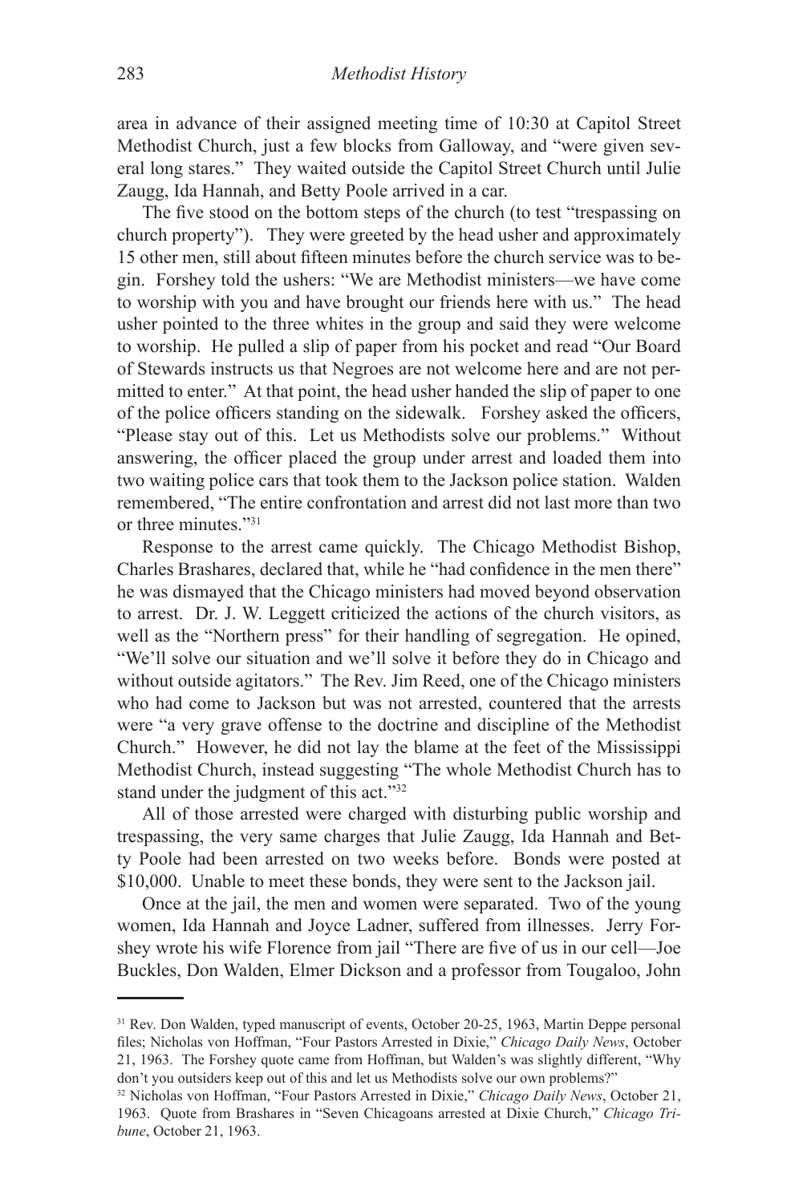area in advance of their assigned meeting time of 10:30 at Capitol Street Methodist Church, just a few blocks from Galloway, and "were given several long stares." They waited outside the Capitol Street Church until Julie Zaugg, Ida Hannah, and Betty Poole arrived in a car.

The five stood on the bottom steps of the church (to test "trespassing on church property"). They were greeted by the head usher and approximately 15 other men, still about fifteen minutes before the church service was to begin. Forshey told the ushers: "We are Methodist ministers—we have come to worship with you and have brought our friends here with us." The head usher pointed to the three whites in the group and said they were welcome to worship. He pulled a slip of paper from his pocket and read "Our Board of Stewards instructs us that Negroes are not welcome here and are not permitted to enter." At that point, the head usher handed the slip of paper to one of the police officers standing on the sidewalk. Forshey asked the officers, "Please stay out of this. Let us Methodists solve our problems." Without answering, the officer placed the group under arrest and loaded them into two waiting police cars that took them to the Jackson police station. Walden remembered, "The entire confrontation and arrest did not last more than two or three minutes."[31]

Response to the arrest came quickly. The Chicago Methodist Bishop, Charles Brashares, declared that, while he "had confidence in the men there" he was dismayed that the Chicago ministers had moved beyond observation to arrest. Dr. J. W. Leggett criticized the actions of the church visitors, as well as the "Northern press" for their handling of segregation. He opined, "We'll solve our situation and we'll solve it before they do in Chicago and without outside agitators." The Rev. Jim Reed, one of the Chicago ministers who had come to Jackson but was not arrested, countered that the arrests were "a very grave offense to the doctrine and discipline of the Methodist Church." However, he did not lay the blame at the feet of the Mississippi Methodist Church, instead suggesting "The whole Methodist Church has to stand under the judgment of this act."[32]

All of those arrested were charged with disturbing public worship and trespassing, the very same charges that Julie Zaugg, Ida Hannah and Betty Poole had been arrested on two weeks before. Bonds were posted at $10,000. Unable to meet these bonds, they were sent to the Jackson jail.

Once at the jail, the men and women were separated. Two of the young women, Ida Hannah and Joyce Ladner, suffered from illnesses. Jerry Forshey wrote his wife Florence from jail "There are five of us in our cell—Joe Buckles, Don Walden, Elmer Dickson and a professor from Tougaloo, John

---

[31] Rev. Don Walden, typed manuscript of events, October 20-25, 1963, Martin Deppe personal files; Nicholas von Hoffman, "Four Pastors Arrested in Dixie," *Chicago Daily News*, October 21, 1963. The Forshey quote came from Hoffman, but Walden's was slightly different, "Why don't you outsiders keep out of this and let us Methodists solve our own problems?"

[32] Nicholas von Hoffman, "Four Pastors Arrested in Dixie," *Chicago Daily News*, October 21, 1963. Quote from Brashares in "Seven Chicagoans arrested at Dixie Church," *Chicago Tribune*, October 21, 1963.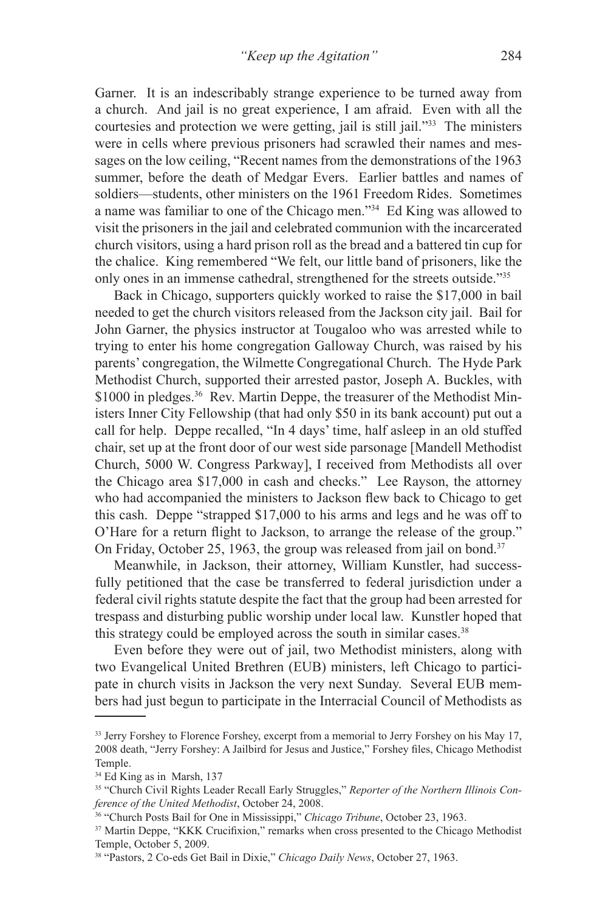Garner. It is an indescribably strange experience to be turned away from a church. And jail is no great experience, I am afraid. Even with all the courtesies and protection we were getting, jail is still jail."[33] The ministers were in cells where previous prisoners had scrawled their names and messages on the low ceiling, "Recent names from the demonstrations of the 1963 summer, before the death of Medgar Evers. Earlier battles and names of soldiers—students, other ministers on the 1961 Freedom Rides. Sometimes a name was familiar to one of the Chicago men."[34] Ed King was allowed to visit the prisoners in the jail and celebrated communion with the incarcerated church visitors, using a hard prison roll as the bread and a battered tin cup for the chalice. King remembered "We felt, our little band of prisoners, like the only ones in an immense cathedral, strengthened for the streets outside."[35]

Back in Chicago, supporters quickly worked to raise the $17,000 in bail needed to get the church visitors released from the Jackson city jail. Bail for John Garner, the physics instructor at Tougaloo who was arrested while to trying to enter his home congregation Galloway Church, was raised by his parents' congregation, the Wilmette Congregational Church. The Hyde Park Methodist Church, supported their arrested pastor, Joseph A. Buckles, with $1000 in pledges.[36] Rev. Martin Deppe, the treasurer of the Methodist Ministers Inner City Fellowship (that had only $50 in its bank account) put out a call for help. Deppe recalled, "In 4 days' time, half asleep in an old stuffed chair, set up at the front door of our west side parsonage [Mandell Methodist Church, 5000 W. Congress Parkway], I received from Methodists all over the Chicago area $17,000 in cash and checks." Lee Rayson, the attorney who had accompanied the ministers to Jackson flew back to Chicago to get this cash. Deppe "strapped $17,000 to his arms and legs and he was off to O'Hare for a return flight to Jackson, to arrange the release of the group." On Friday, October 25, 1963, the group was released from jail on bond.[37]

Meanwhile, in Jackson, their attorney, William Kunstler, had successfully petitioned that the case be transferred to federal jurisdiction under a federal civil rights statute despite the fact that the group had been arrested for trespass and disturbing public worship under local law. Kunstler hoped that this strategy could be employed across the south in similar cases.[38]

Even before they were out of jail, two Methodist ministers, along with two Evangelical United Brethren (EUB) ministers, left Chicago to participate in church visits in Jackson the very next Sunday. Several EUB members had just begun to participate in the Interracial Council of Methodists as

---

[33] Jerry Forshey to Florence Forshey, excerpt from a memorial to Jerry Forshey on his May 17, 2008 death, "Jerry Forshey: A Jailbird for Jesus and Justice," Forshey files, Chicago Methodist Temple.

[34] Ed King as in Marsh, 137

[35] "Church Civil Rights Leader Recall Early Struggles," *Reporter of the Northern Illinois Conference of the United Methodist*, October 24, 2008.

[36] "Church Posts Bail for One in Mississippi," *Chicago Tribune*, October 23, 1963.

[37] Martin Deppe, "KKK Crucifixion," remarks when cross presented to the Chicago Methodist Temple, October 5, 2009.

[38] "Pastors, 2 Co-eds Get Bail in Dixie," *Chicago Daily News*, October 27, 1963.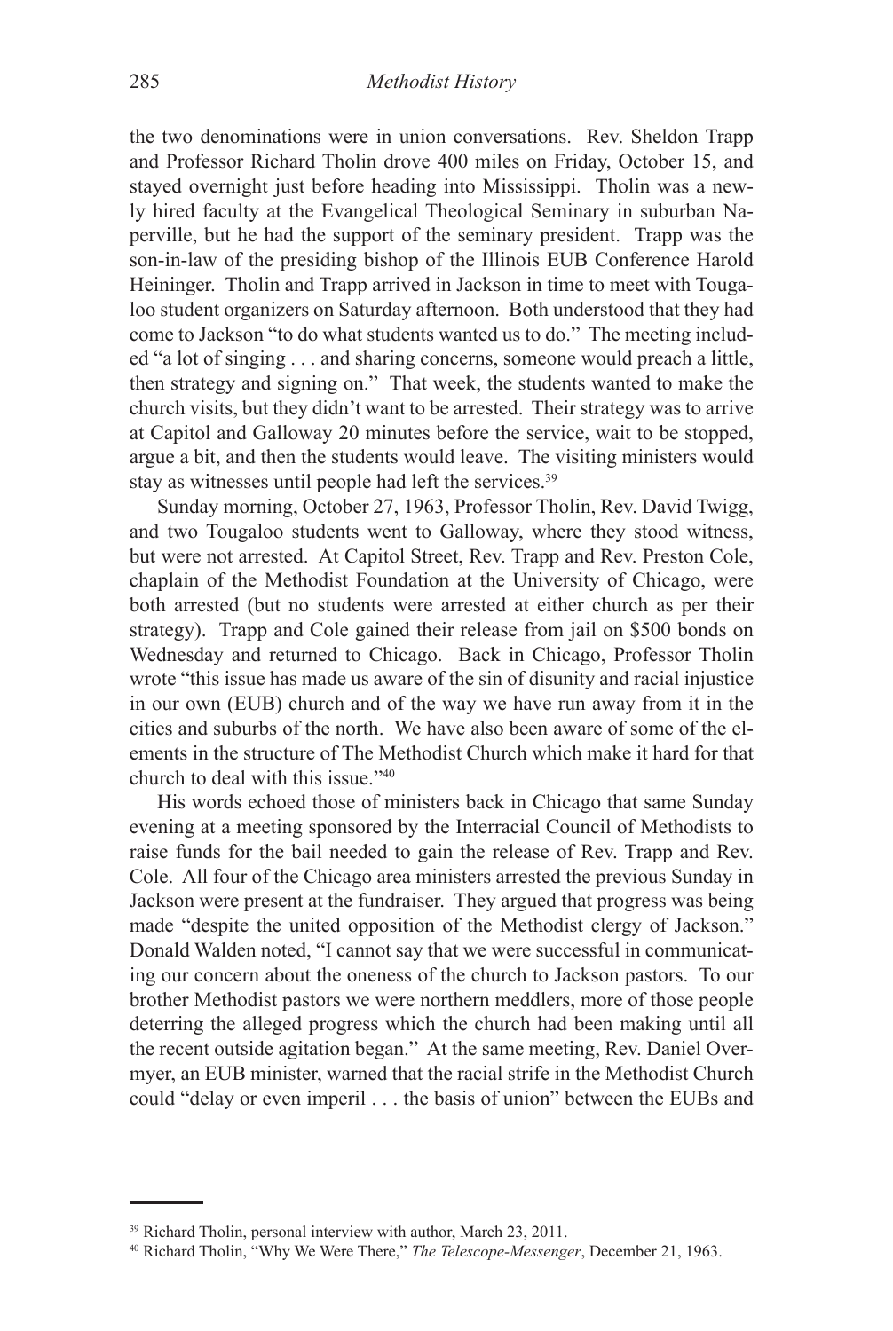the two denominations were in union conversations. Rev. Sheldon Trapp and Professor Richard Tholin drove 400 miles on Friday, October 15, and stayed overnight just before heading into Mississippi. Tholin was a newly hired faculty at the Evangelical Theological Seminary in suburban Naperville, but he had the support of the seminary president. Trapp was the son-in-law of the presiding bishop of the Illinois EUB Conference Harold Heininger. Tholin and Trapp arrived in Jackson in time to meet with Tougaloo student organizers on Saturday afternoon. Both understood that they had come to Jackson "to do what students wanted us to do." The meeting included "a lot of singing . . . and sharing concerns, someone would preach a little, then strategy and signing on." That week, the students wanted to make the church visits, but they didn't want to be arrested. Their strategy was to arrive at Capitol and Galloway 20 minutes before the service, wait to be stopped, argue a bit, and then the students would leave. The visiting ministers would stay as witnesses until people had left the services.[39]

Sunday morning, October 27, 1963, Professor Tholin, Rev. David Twigg, and two Tougaloo students went to Galloway, where they stood witness, but were not arrested. At Capitol Street, Rev. Trapp and Rev. Preston Cole, chaplain of the Methodist Foundation at the University of Chicago, were both arrested (but no students were arrested at either church as per their strategy). Trapp and Cole gained their release from jail on $500 bonds on Wednesday and returned to Chicago. Back in Chicago, Professor Tholin wrote "this issue has made us aware of the sin of disunity and racial injustice in our own (EUB) church and of the way we have run away from it in the cities and suburbs of the north. We have also been aware of some of the elements in the structure of The Methodist Church which make it hard for that church to deal with this issue."[40]

His words echoed those of ministers back in Chicago that same Sunday evening at a meeting sponsored by the Interracial Council of Methodists to raise funds for the bail needed to gain the release of Rev. Trapp and Rev. Cole. All four of the Chicago area ministers arrested the previous Sunday in Jackson were present at the fundraiser. They argued that progress was being made "despite the united opposition of the Methodist clergy of Jackson." Donald Walden noted, "I cannot say that we were successful in communicating our concern about the oneness of the church to Jackson pastors. To our brother Methodist pastors we were northern meddlers, more of those people deterring the alleged progress which the church had been making until all the recent outside agitation began." At the same meeting, Rev. Daniel Overmyer, an EUB minister, warned that the racial strife in the Methodist Church could "delay or even imperil . . . the basis of union" between the EUBs and

---

[39] Richard Tholin, personal interview with author, March 23, 2011.

[40] Richard Tholin, "Why We Were There," *The Telescope-Messenger*, December 21, 1963.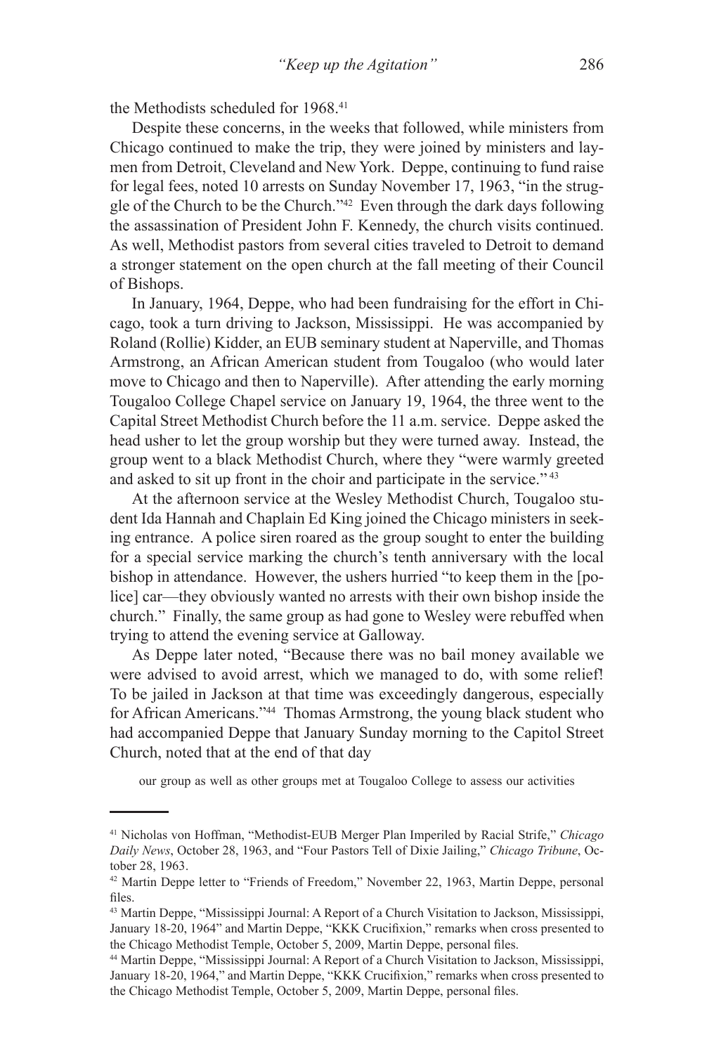the Methodists scheduled for 1968.[41]

Despite these concerns, in the weeks that followed, while ministers from Chicago continued to make the trip, they were joined by ministers and laymen from Detroit, Cleveland and New York. Deppe, continuing to fund raise for legal fees, noted 10 arrests on Sunday November 17, 1963, "in the struggle of the Church to be the Church."[42] Even through the dark days following the assassination of President John F. Kennedy, the church visits continued. As well, Methodist pastors from several cities traveled to Detroit to demand a stronger statement on the open church at the fall meeting of their Council of Bishops.

In January, 1964, Deppe, who had been fundraising for the effort in Chicago, took a turn driving to Jackson, Mississippi. He was accompanied by Roland (Rollie) Kidder, an EUB seminary student at Naperville, and Thomas Armstrong, an African American student from Tougaloo (who would later move to Chicago and then to Naperville). After attending the early morning Tougaloo College Chapel service on January 19, 1964, the three went to the Capital Street Methodist Church before the 11 a.m. service. Deppe asked the head usher to let the group worship but they were turned away. Instead, the group went to a black Methodist Church, where they "were warmly greeted and asked to sit up front in the choir and participate in the service."[43]

At the afternoon service at the Wesley Methodist Church, Tougaloo student Ida Hannah and Chaplain Ed King joined the Chicago ministers in seeking entrance. A police siren roared as the group sought to enter the building for a special service marking the church's tenth anniversary with the local bishop in attendance. However, the ushers hurried "to keep them in the [police] car—they obviously wanted no arrests with their own bishop inside the church." Finally, the same group as had gone to Wesley were rebuffed when trying to attend the evening service at Galloway.

As Deppe later noted, "Because there was no bail money available we were advised to avoid arrest, which we managed to do, with some relief! To be jailed in Jackson at that time was exceedingly dangerous, especially for African Americans."[44] Thomas Armstrong, the young black student who had accompanied Deppe that January Sunday morning to the Capitol Street Church, noted that at the end of that day

> our group as well as other groups met at Tougaloo College to assess our activities

---

[41] Nicholas von Hoffman, "Methodist-EUB Merger Plan Imperiled by Racial Strife," *Chicago Daily News*, October 28, 1963, and "Four Pastors Tell of Dixie Jailing," *Chicago Tribune*, October 28, 1963.

[42] Martin Deppe letter to "Friends of Freedom," November 22, 1963, Martin Deppe, personal files.

[43] Martin Deppe, "Mississippi Journal: A Report of a Church Visitation to Jackson, Mississippi, January 18-20, 1964" and Martin Deppe, "KKK Crucifixion," remarks when cross presented to the Chicago Methodist Temple, October 5, 2009, Martin Deppe, personal files.

[44] Martin Deppe, "Mississippi Journal: A Report of a Church Visitation to Jackson, Mississippi, January 18-20, 1964," and Martin Deppe, "KKK Crucifixion," remarks when cross presented to the Chicago Methodist Temple, October 5, 2009, Martin Deppe, personal files.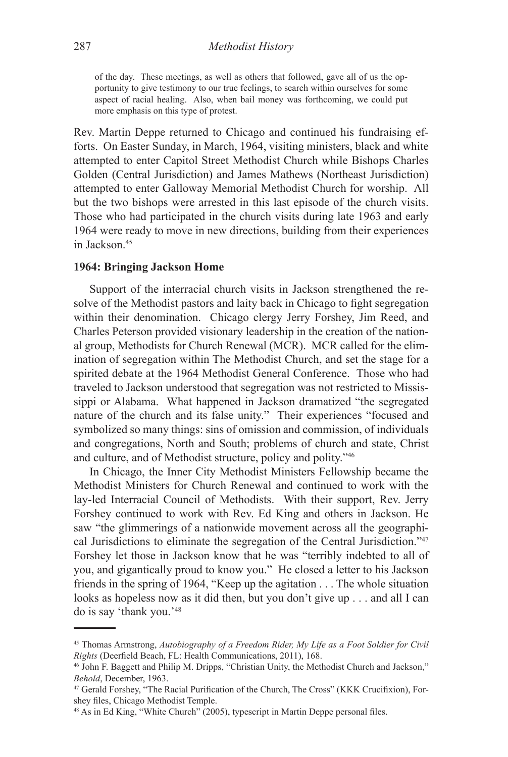> of the day. These meetings, as well as others that followed, gave all of us the opportunity to give testimony to our true feelings, to search within ourselves for some aspect of racial healing. Also, when bail money was forthcoming, we could put more emphasis on this type of protest.

Rev. Martin Deppe returned to Chicago and continued his fundraising efforts. On Easter Sunday, in March, 1964, visiting ministers, black and white attempted to enter Capitol Street Methodist Church while Bishops Charles Golden (Central Jurisdiction) and James Mathews (Northeast Jurisdiction) attempted to enter Galloway Memorial Methodist Church for worship. All but the two bishops were arrested in this last episode of the church visits. Those who had participated in the church visits during late 1963 and early 1964 were ready to move in new directions, building from their experiences in Jackson.[45]

### 1964: Bringing Jackson Home

Support of the interracial church visits in Jackson strengthened the resolve of the Methodist pastors and laity back in Chicago to fight segregation within their denomination. Chicago clergy Jerry Forshey, Jim Reed, and Charles Peterson provided visionary leadership in the creation of the national group, Methodists for Church Renewal (MCR). MCR called for the elimination of segregation within The Methodist Church, and set the stage for a spirited debate at the 1964 Methodist General Conference. Those who had traveled to Jackson understood that segregation was not restricted to Mississippi or Alabama. What happened in Jackson dramatized "the segregated nature of the church and its false unity." Their experiences "focused and symbolized so many things: sins of omission and commission, of individuals and congregations, North and South; problems of church and state, Christ and culture, and of Methodist structure, policy and polity."[46]

In Chicago, the Inner City Methodist Ministers Fellowship became the Methodist Ministers for Church Renewal and continued to work with the lay-led Interracial Council of Methodists. With their support, Rev. Jerry Forshey continued to work with Rev. Ed King and others in Jackson. He saw "the glimmerings of a nationwide movement across all the geographical Jurisdictions to eliminate the segregation of the Central Jurisdiction."[47] Forshey let those in Jackson know that he was "terribly indebted to all of you, and gigantically proud to know you." He closed a letter to his Jackson friends in the spring of 1964, "Keep up the agitation . . . The whole situation looks as hopeless now as it did then, but you don't give up . . . and all I can do is say 'thank you.'[48]

---

[45] Thomas Armstrong, *Autobiography of a Freedom Rider, My Life as a Foot Soldier for Civil Rights* (Deerfield Beach, FL: Health Communications, 2011), 168.

[46] John F. Baggett and Philip M. Dripps, "Christian Unity, the Methodist Church and Jackson," *Behold*, December, 1963.

[47] Gerald Forshey, "The Racial Purification of the Church, The Cross" (KKK Crucifixion), Forshey files, Chicago Methodist Temple.

[48] As in Ed King, "White Church" (2005), typescript in Martin Deppe personal files.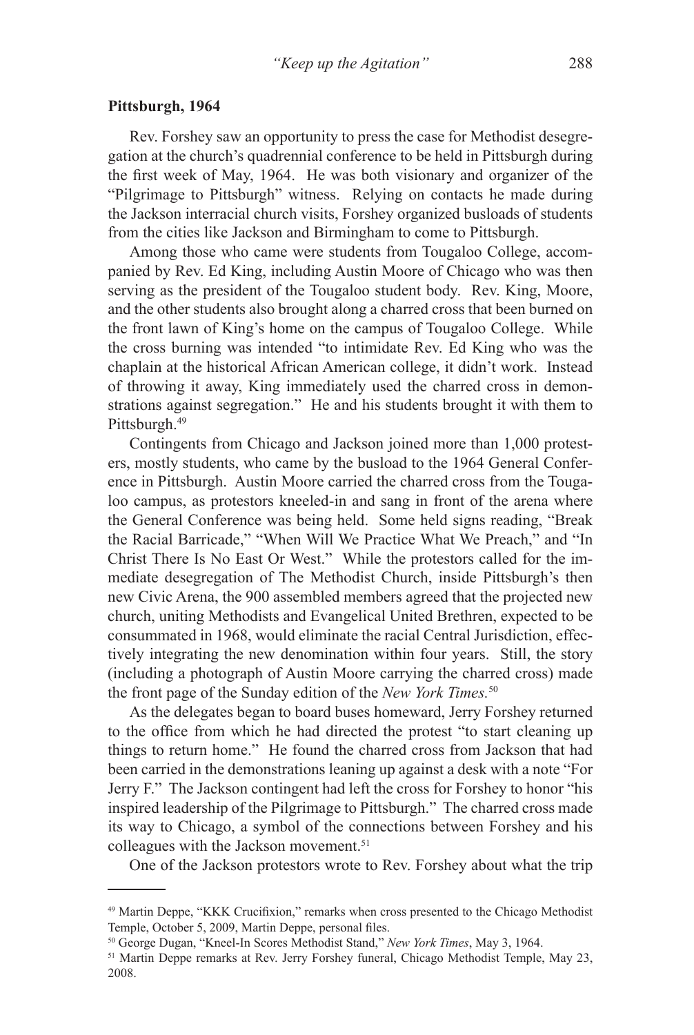**Pittsburgh, 1964**

Rev. Forshey saw an opportunity to press the case for Methodist desegregation at the church's quadrennial conference to be held in Pittsburgh during the first week of May, 1964. He was both visionary and organizer of the "Pilgrimage to Pittsburgh" witness. Relying on contacts he made during the Jackson interracial church visits, Forshey organized busloads of students from the cities like Jackson and Birmingham to come to Pittsburgh.

Among those who came were students from Tougaloo College, accompanied by Rev. Ed King, including Austin Moore of Chicago who was then serving as the president of the Tougaloo student body. Rev. King, Moore, and the other students also brought along a charred cross that been burned on the front lawn of King's home on the campus of Tougaloo College. While the cross burning was intended "to intimidate Rev. Ed King who was the chaplain at the historical African American college, it didn't work. Instead of throwing it away, King immediately used the charred cross in demonstrations against segregation." He and his students brought it with them to Pittsburgh.[49]

Contingents from Chicago and Jackson joined more than 1,000 protesters, mostly students, who came by the busload to the 1964 General Conference in Pittsburgh. Austin Moore carried the charred cross from the Tougaloo campus, as protestors kneeled-in and sang in front of the arena where the General Conference was being held. Some held signs reading, "Break the Racial Barricade," "When Will We Practice What We Preach," and "In Christ There Is No East Or West." While the protestors called for the immediate desegregation of The Methodist Church, inside Pittsburgh's then new Civic Arena, the 900 assembled members agreed that the projected new church, uniting Methodists and Evangelical United Brethren, expected to be consummated in 1968, would eliminate the racial Central Jurisdiction, effectively integrating the new denomination within four years. Still, the story (including a photograph of Austin Moore carrying the charred cross) made the front page of the Sunday edition of the *New York Times*.[50]

As the delegates began to board buses homeward, Jerry Forshey returned to the office from which he had directed the protest "to start cleaning up things to return home." He found the charred cross from Jackson that had been carried in the demonstrations leaning up against a desk with a note "For Jerry F." The Jackson contingent had left the cross for Forshey to honor "his inspired leadership of the Pilgrimage to Pittsburgh." The charred cross made its way to Chicago, a symbol of the connections between Forshey and his colleagues with the Jackson movement.[51]

One of the Jackson protestors wrote to Rev. Forshey about what the trip

---

[49] Martin Deppe, "KKK Crucifixion," remarks when cross presented to the Chicago Methodist Temple, October 5, 2009, Martin Deppe, personal files.

[50] George Dugan, "Kneel-In Scores Methodist Stand," *New York Times*, May 3, 1964.

[51] Martin Deppe remarks at Rev. Jerry Forshey funeral, Chicago Methodist Temple, May 23, 2008.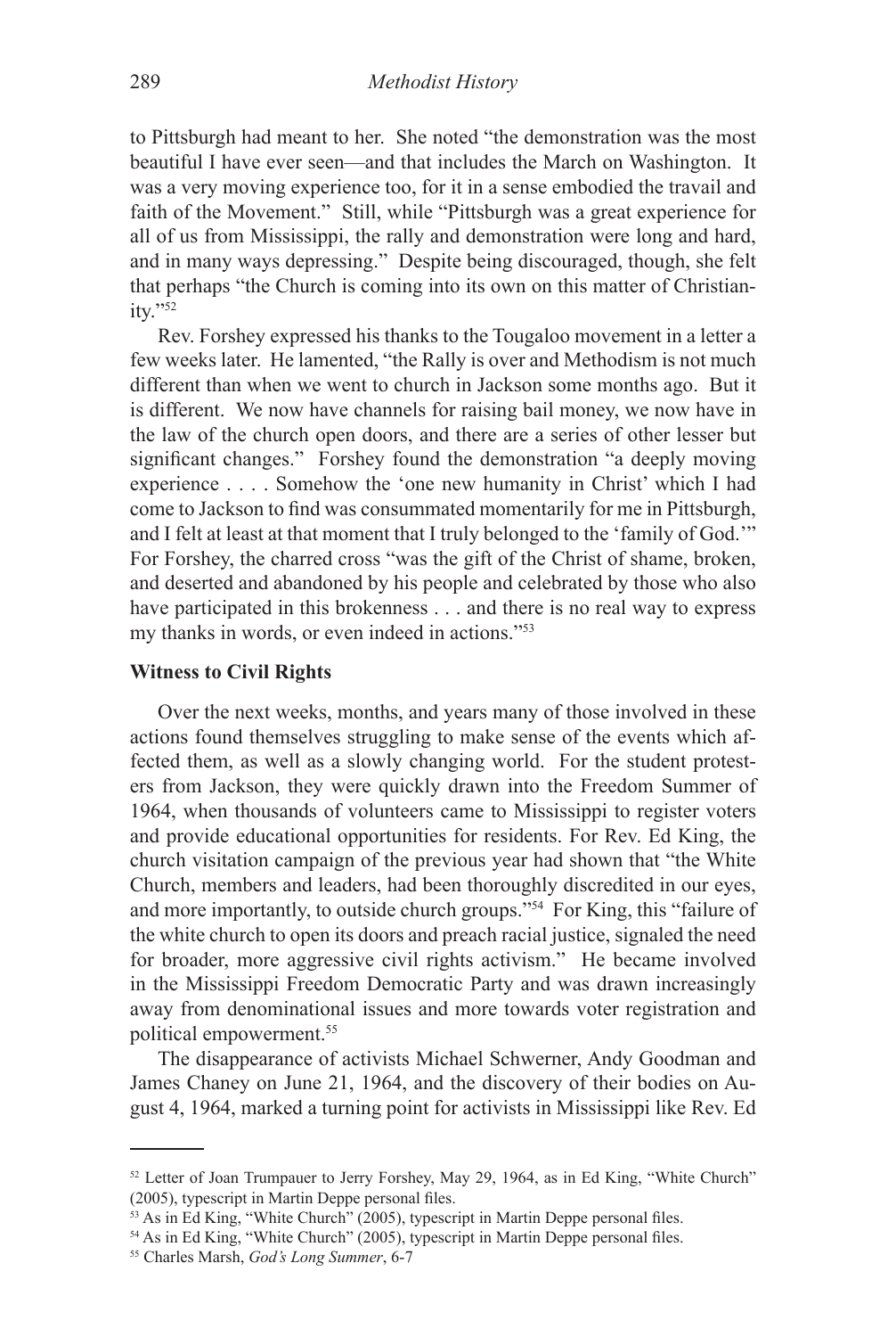to Pittsburgh had meant to her. She noted "the demonstration was the most beautiful I have ever seen—and that includes the March on Washington. It was a very moving experience too, for it in a sense embodied the travail and faith of the Movement." Still, while "Pittsburgh was a great experience for all of us from Mississippi, the rally and demonstration were long and hard, and in many ways depressing." Despite being discouraged, though, she felt that perhaps "the Church is coming into its own on this matter of Christianity."[52]

Rev. Forshey expressed his thanks to the Tougaloo movement in a letter a few weeks later. He lamented, "the Rally is over and Methodism is not much different than when we went to church in Jackson some months ago. But it is different. We now have channels for raising bail money, we now have in the law of the church open doors, and there are a series of other lesser but significant changes." Forshey found the demonstration "a deeply moving experience . . . . Somehow the 'one new humanity in Christ' which I had come to Jackson to find was consummated momentarily for me in Pittsburgh, and I felt at least at that moment that I truly belonged to the 'family of God.'" For Forshey, the charred cross "was the gift of the Christ of shame, broken, and deserted and abandoned by his people and celebrated by those who also have participated in this brokenness . . . and there is no real way to express my thanks in words, or even indeed in actions."[53]

**Witness to Civil Rights**

Over the next weeks, months, and years many of those involved in these actions found themselves struggling to make sense of the events which affected them, as well as a slowly changing world. For the student protesters from Jackson, they were quickly drawn into the Freedom Summer of 1964, when thousands of volunteers came to Mississippi to register voters and provide educational opportunities for residents. For Rev. Ed King, the church visitation campaign of the previous year had shown that "the White Church, members and leaders, had been thoroughly discredited in our eyes, and more importantly, to outside church groups."[54] For King, this "failure of the white church to open its doors and preach racial justice, signaled the need for broader, more aggressive civil rights activism." He became involved in the Mississippi Freedom Democratic Party and was drawn increasingly away from denominational issues and more towards voter registration and political empowerment.[55]

The disappearance of activists Michael Schwerner, Andy Goodman and James Chaney on June 21, 1964, and the discovery of their bodies on August 4, 1964, marked a turning point for activists in Mississippi like Rev. Ed

---

[52] Letter of Joan Trumpauer to Jerry Forshey, May 29, 1964, as in Ed King, "White Church" (2005), typescript in Martin Deppe personal files.

[53] As in Ed King, "White Church" (2005), typescript in Martin Deppe personal files.

[54] As in Ed King, "White Church" (2005), typescript in Martin Deppe personal files.

[55] Charles Marsh, *God's Long Summer*, 6-7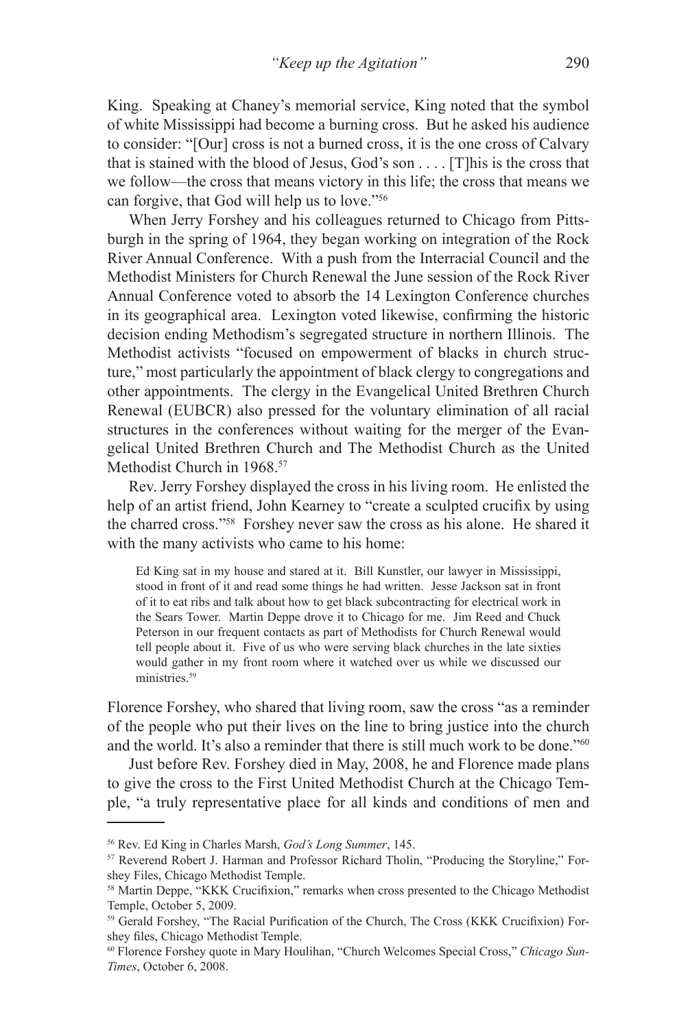King. Speaking at Chaney's memorial service, King noted that the symbol of white Mississippi had become a burning cross. But he asked his audience to consider: "[Our] cross is not a burned cross, it is the one cross of Calvary that is stained with the blood of Jesus, God's son . . . . [T]his is the cross that we follow—the cross that means victory in this life; the cross that means we can forgive, that God will help us to love."[56]

When Jerry Forshey and his colleagues returned to Chicago from Pittsburgh in the spring of 1964, they began working on integration of the Rock River Annual Conference. With a push from the Interracial Council and the Methodist Ministers for Church Renewal the June session of the Rock River Annual Conference voted to absorb the 14 Lexington Conference churches in its geographical area. Lexington voted likewise, confirming the historic decision ending Methodism's segregated structure in northern Illinois. The Methodist activists "focused on empowerment of blacks in church structure," most particularly the appointment of black clergy to congregations and other appointments. The clergy in the Evangelical United Brethren Church Renewal (EUBCR) also pressed for the voluntary elimination of all racial structures in the conferences without waiting for the merger of the Evangelical United Brethren Church and The Methodist Church as the United Methodist Church in 1968.[57]

Rev. Jerry Forshey displayed the cross in his living room. He enlisted the help of an artist friend, John Kearney to "create a sculpted crucifix by using the charred cross."[58] Forshey never saw the cross as his alone. He shared it with the many activists who came to his home:

> Ed King sat in my house and stared at it. Bill Kunstler, our lawyer in Mississippi, stood in front of it and read some things he had written. Jesse Jackson sat in front of it to eat ribs and talk about how to get black subcontracting for electrical work in the Sears Tower. Martin Deppe drove it to Chicago for me. Jim Reed and Chuck Peterson in our frequent contacts as part of Methodists for Church Renewal would tell people about it. Five of us who were serving black churches in the late sixties would gather in my front room where it watched over us while we discussed our ministries.[59]

Florence Forshey, who shared that living room, saw the cross "as a reminder of the people who put their lives on the line to bring justice into the church and the world. It's also a reminder that there is still much work to be done."[60]

Just before Rev. Forshey died in May, 2008, he and Florence made plans to give the cross to the First United Methodist Church at the Chicago Temple, "a truly representative place for all kinds and conditions of men and

---

[56] Rev. Ed King in Charles Marsh, *God's Long Summer*, 145.

[57] Reverend Robert J. Harman and Professor Richard Tholin, "Producing the Storyline," Forshey Files, Chicago Methodist Temple.

[58] Martin Deppe, "KKK Crucifixion," remarks when cross presented to the Chicago Methodist Temple, October 5, 2009.

[59] Gerald Forshey, "The Racial Purification of the Church, The Cross (KKK Crucifixion) Forshey files, Chicago Methodist Temple.

[60] Florence Forshey quote in Mary Houlihan, "Church Welcomes Special Cross," *Chicago Sun-Times*, October 6, 2008.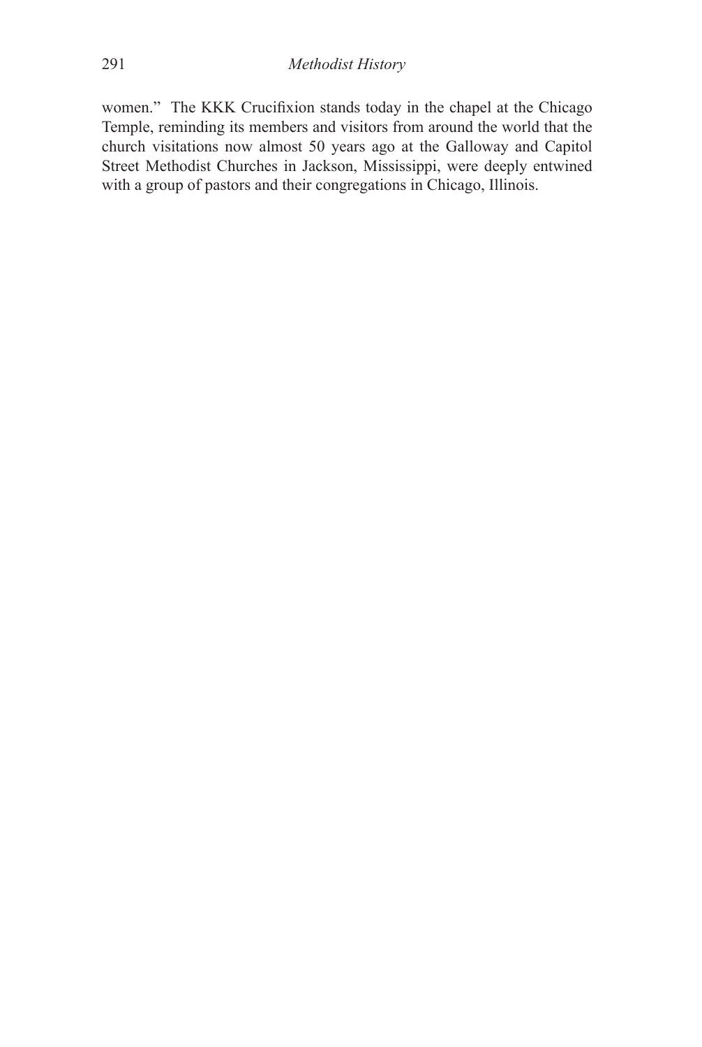women." The KKK Crucifixion stands today in the chapel at the Chicago Temple, reminding its members and visitors from around the world that the church visitations now almost 50 years ago at the Galloway and Capitol Street Methodist Churches in Jackson, Mississippi, were deeply entwined with a group of pastors and their congregations in Chicago, Illinois.